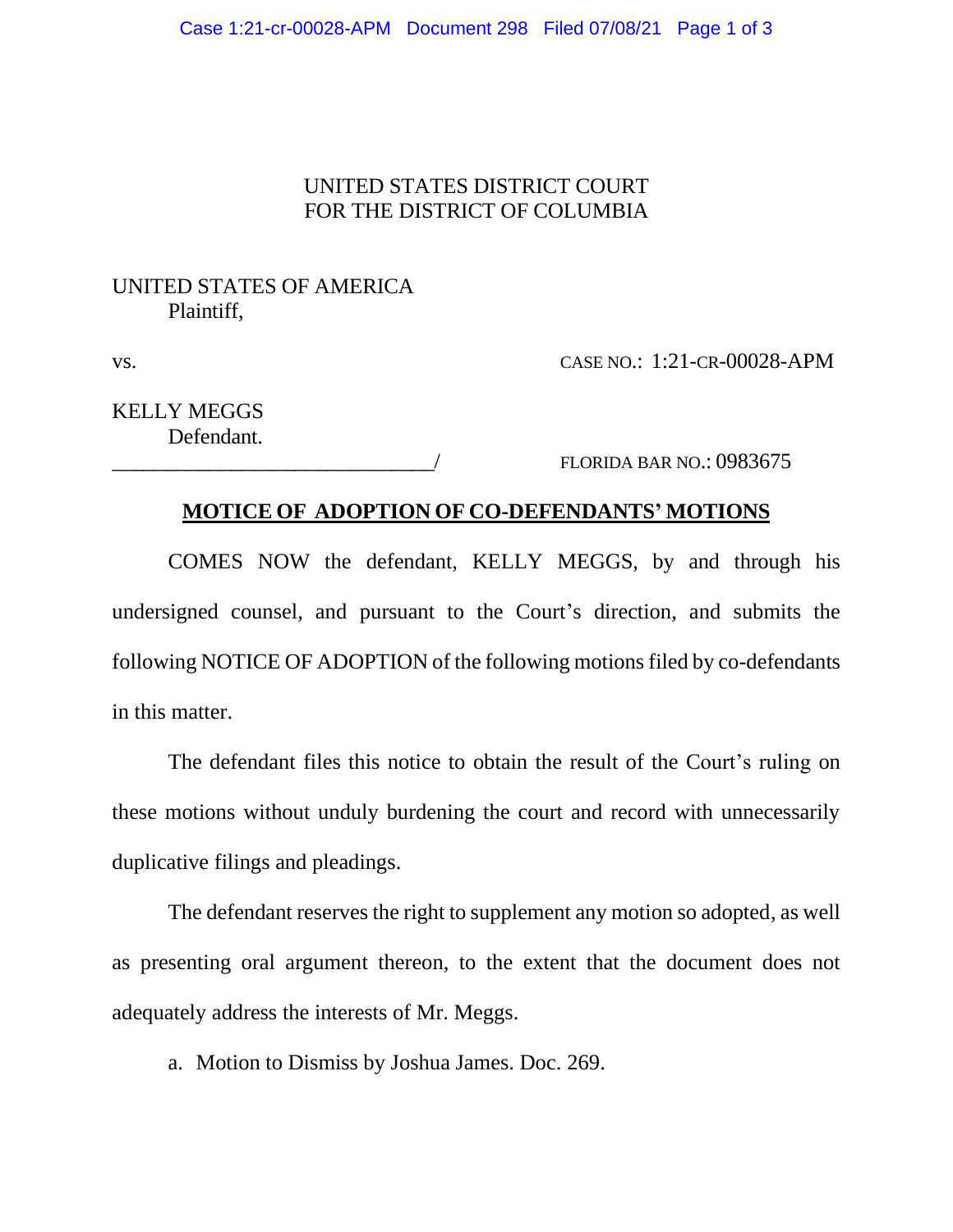UNITED STATES DISTRICT COURT
FOR THE DISTRICT OF COLUMBIA

UNITED STATES OF AMERICA
Plaintiff,

vs. CASE NO.: 1:21-CR-00028-APM

KELLY MEGGS
Defendant.
______________________________/ FLORIDA BAR NO.: 0983675

**MOTICE OF ADOPTION OF CO-DEFENDANTS' MOTIONS**

COMES NOW the defendant, KELLY MEGGS, by and through his undersigned counsel, and pursuant to the Court's direction, and submits the following NOTICE OF ADOPTION of the following motions filed by co-defendants in this matter.

The defendant files this notice to obtain the result of the Court's ruling on these motions without unduly burdening the court and record with unnecessarily duplicative filings and pleadings.

The defendant reserves the right to supplement any motion so adopted, as well as presenting oral argument thereon, to the extent that the document does not adequately address the interests of Mr. Meggs.

a. Motion to Dismiss by Joshua James. Doc. 269.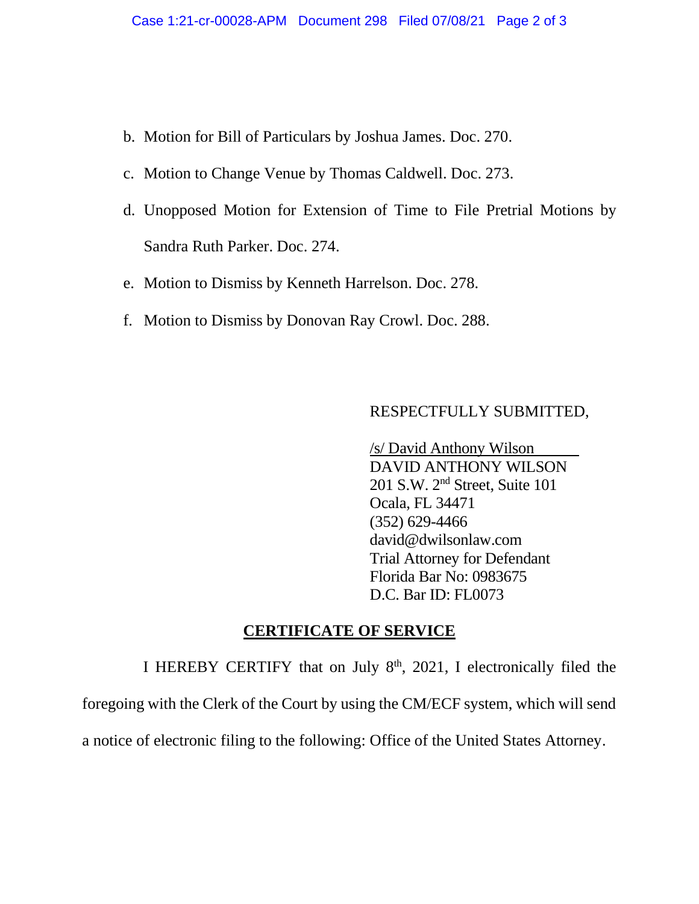b. Motion for Bill of Particulars by Joshua James. Doc. 270.

c. Motion to Change Venue by Thomas Caldwell. Doc. 273.

d. Unopposed Motion for Extension of Time to File Pretrial Motions by Sandra Ruth Parker. Doc. 274.

e. Motion to Dismiss by Kenneth Harrelson. Doc. 278.

f. Motion to Dismiss by Donovan Ray Crowl. Doc. 288.

RESPECTFULLY SUBMITTED,

/s/ David Anthony Wilson
DAVID ANTHONY WILSON
201 S.W. 2nd Street, Suite 101
Ocala, FL 34471
(352) 629-4466
david@dwilsonlaw.com
Trial Attorney for Defendant
Florida Bar No: 0983675
D.C. Bar ID: FL0073

## CERTIFICATE OF SERVICE

I HEREBY CERTIFY that on July 8th, 2021, I electronically filed the foregoing with the Clerk of the Court by using the CM/ECF system, which will send a notice of electronic filing to the following: Office of the United States Attorney.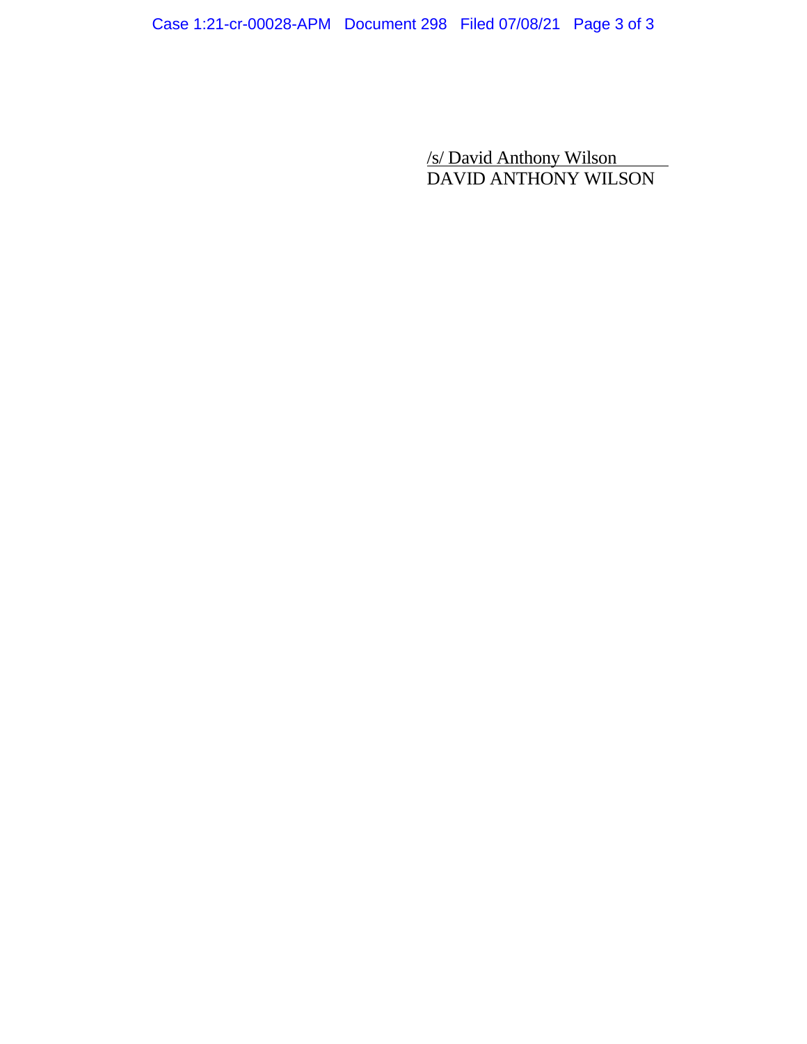/s/ David Anthony Wilson
DAVID ANTHONY WILSON